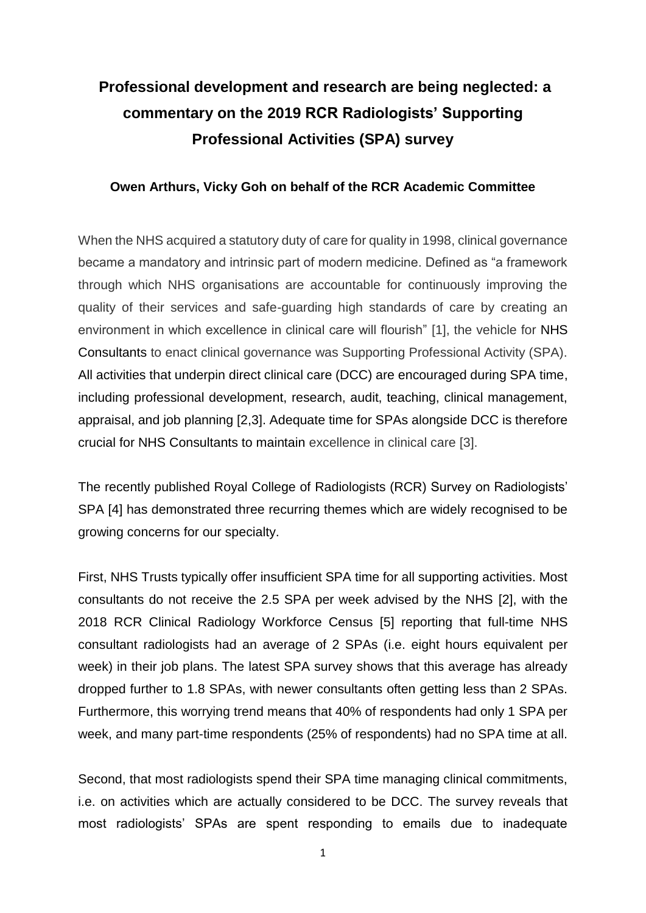# Professional development and research are being neglected: a commentary on the 2019 RCR Radiologists' Supporting Professional Activities (SPA) survey

**Owen Arthurs, Vicky Goh on behalf of the RCR Academic Committee**

When the NHS acquired a statutory duty of care for quality in 1998, clinical governance became a mandatory and intrinsic part of modern medicine. Defined as "a framework through which NHS organisations are accountable for continuously improving the quality of their services and safe-guarding high standards of care by creating an environment in which excellence in clinical care will flourish" [1], the vehicle for NHS Consultants to enact clinical governance was Supporting Professional Activity (SPA). All activities that underpin direct clinical care (DCC) are encouraged during SPA time, including professional development, research, audit, teaching, clinical management, appraisal, and job planning [2,3]. Adequate time for SPAs alongside DCC is therefore crucial for NHS Consultants to maintain excellence in clinical care [3].

The recently published Royal College of Radiologists (RCR) Survey on Radiologists' SPA [4] has demonstrated three recurring themes which are widely recognised to be growing concerns for our specialty.

First, NHS Trusts typically offer insufficient SPA time for all supporting activities. Most consultants do not receive the 2.5 SPA per week advised by the NHS [2], with the 2018 RCR Clinical Radiology Workforce Census [5] reporting that full-time NHS consultant radiologists had an average of 2 SPAs (i.e. eight hours equivalent per week) in their job plans. The latest SPA survey shows that this average has already dropped further to 1.8 SPAs, with newer consultants often getting less than 2 SPAs. Furthermore, this worrying trend means that 40% of respondents had only 1 SPA per week, and many part-time respondents (25% of respondents) had no SPA time at all.

Second, that most radiologists spend their SPA time managing clinical commitments, i.e. on activities which are actually considered to be DCC. The survey reveals that most radiologists' SPAs are spent responding to emails due to inadequate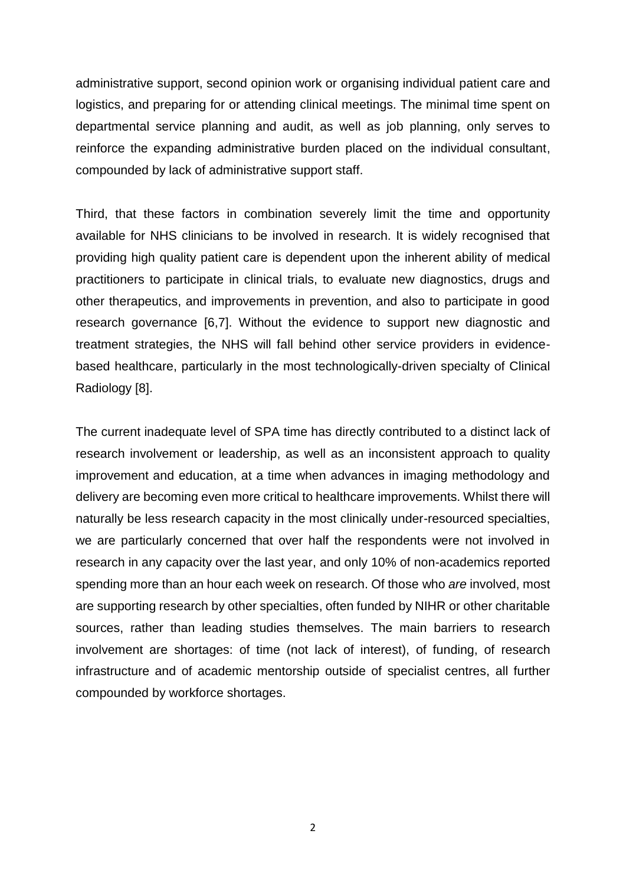administrative support, second opinion work or organising individual patient care and logistics, and preparing for or attending clinical meetings. The minimal time spent on departmental service planning and audit, as well as job planning, only serves to reinforce the expanding administrative burden placed on the individual consultant, compounded by lack of administrative support staff.

Third, that these factors in combination severely limit the time and opportunity available for NHS clinicians to be involved in research. It is widely recognised that providing high quality patient care is dependent upon the inherent ability of medical practitioners to participate in clinical trials, to evaluate new diagnostics, drugs and other therapeutics, and improvements in prevention, and also to participate in good research governance [6,7]. Without the evidence to support new diagnostic and treatment strategies, the NHS will fall behind other service providers in evidence-based healthcare, particularly in the most technologically-driven specialty of Clinical Radiology [8].

The current inadequate level of SPA time has directly contributed to a distinct lack of research involvement or leadership, as well as an inconsistent approach to quality improvement and education, at a time when advances in imaging methodology and delivery are becoming even more critical to healthcare improvements. Whilst there will naturally be less research capacity in the most clinically under-resourced specialties, we are particularly concerned that over half the respondents were not involved in research in any capacity over the last year, and only 10% of non-academics reported spending more than an hour each week on research. Of those who *are* involved, most are supporting research by other specialties, often funded by NIHR or other charitable sources, rather than leading studies themselves. The main barriers to research involvement are shortages: of time (not lack of interest), of funding, of research infrastructure and of academic mentorship outside of specialist centres, all further compounded by workforce shortages.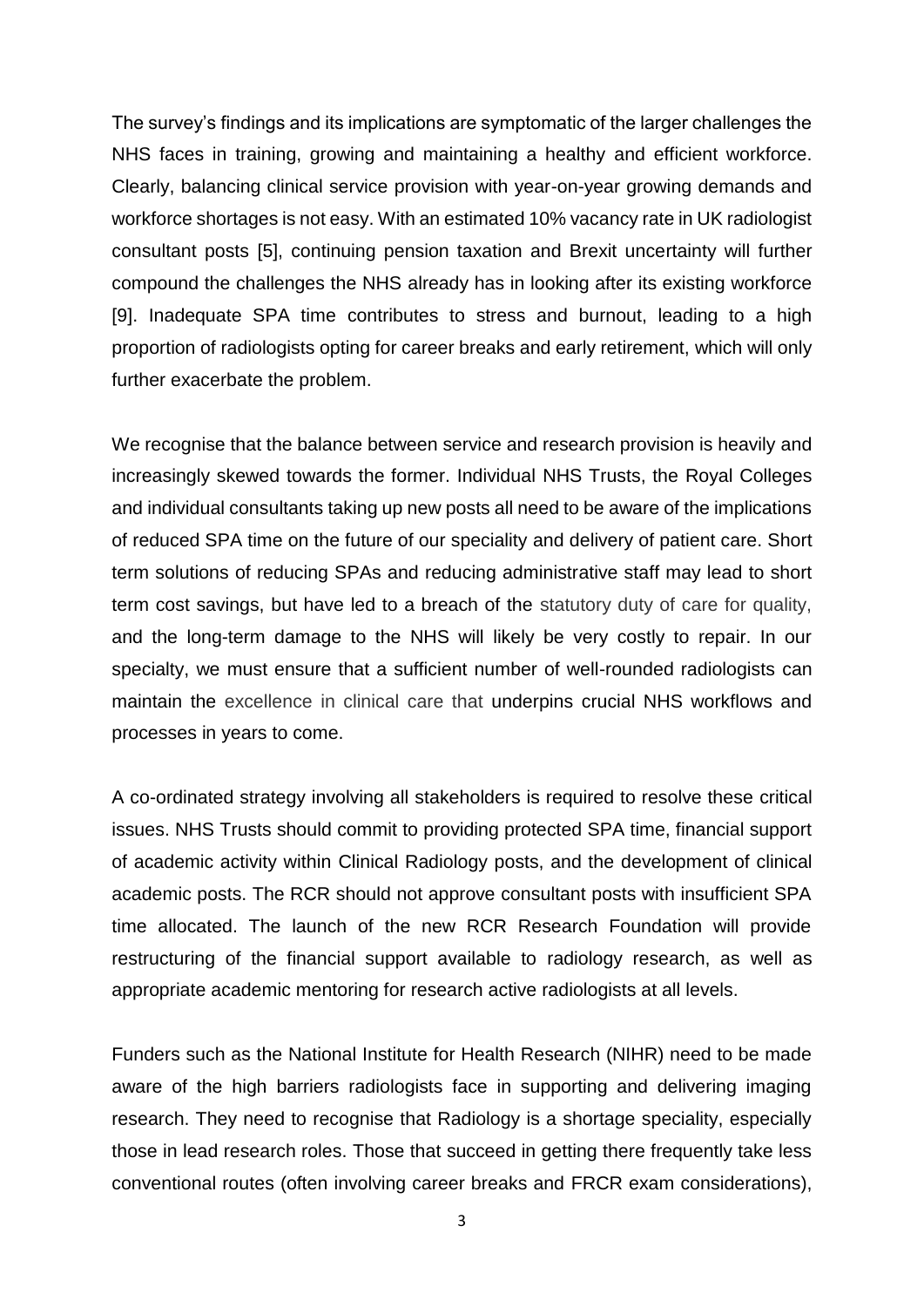The survey's findings and its implications are symptomatic of the larger challenges the NHS faces in training, growing and maintaining a healthy and efficient workforce. Clearly, balancing clinical service provision with year-on-year growing demands and workforce shortages is not easy. With an estimated 10% vacancy rate in UK radiologist consultant posts [5], continuing pension taxation and Brexit uncertainty will further compound the challenges the NHS already has in looking after its existing workforce [9]. Inadequate SPA time contributes to stress and burnout, leading to a high proportion of radiologists opting for career breaks and early retirement, which will only further exacerbate the problem.

We recognise that the balance between service and research provision is heavily and increasingly skewed towards the former. Individual NHS Trusts, the Royal Colleges and individual consultants taking up new posts all need to be aware of the implications of reduced SPA time on the future of our speciality and delivery of patient care. Short term solutions of reducing SPAs and reducing administrative staff may lead to short term cost savings, but have led to a breach of the statutory duty of care for quality, and the long-term damage to the NHS will likely be very costly to repair. In our specialty, we must ensure that a sufficient number of well-rounded radiologists can maintain the excellence in clinical care that underpins crucial NHS workflows and processes in years to come.

A co-ordinated strategy involving all stakeholders is required to resolve these critical issues. NHS Trusts should commit to providing protected SPA time, financial support of academic activity within Clinical Radiology posts, and the development of clinical academic posts. The RCR should not approve consultant posts with insufficient SPA time allocated. The launch of the new RCR Research Foundation will provide restructuring of the financial support available to radiology research, as well as appropriate academic mentoring for research active radiologists at all levels.

Funders such as the National Institute for Health Research (NIHR) need to be made aware of the high barriers radiologists face in supporting and delivering imaging research. They need to recognise that Radiology is a shortage speciality, especially those in lead research roles. Those that succeed in getting there frequently take less conventional routes (often involving career breaks and FRCR exam considerations),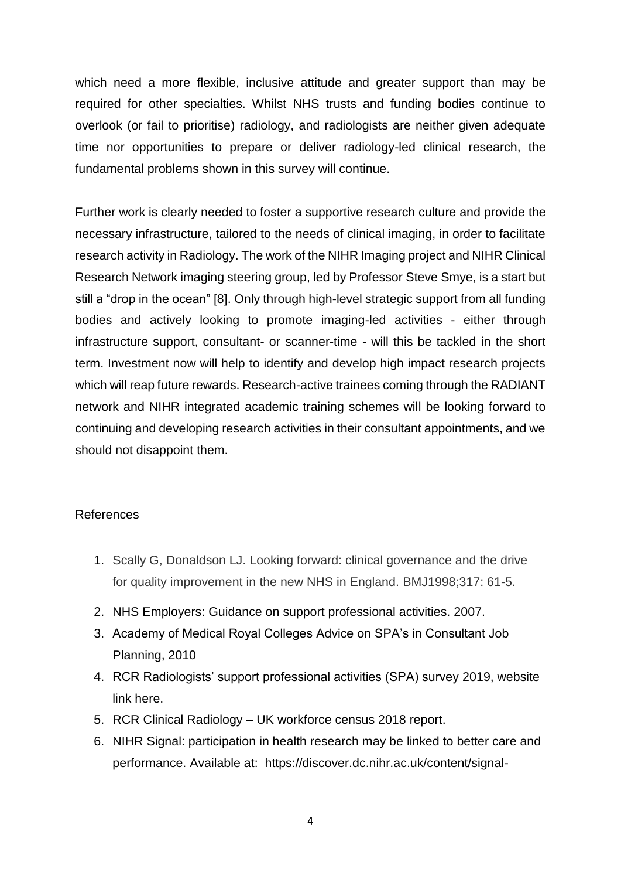which need a more flexible, inclusive attitude and greater support than may be required for other specialties. Whilst NHS trusts and funding bodies continue to overlook (or fail to prioritise) radiology, and radiologists are neither given adequate time nor opportunities to prepare or deliver radiology-led clinical research, the fundamental problems shown in this survey will continue.

Further work is clearly needed to foster a supportive research culture and provide the necessary infrastructure, tailored to the needs of clinical imaging, in order to facilitate research activity in Radiology. The work of the NIHR Imaging project and NIHR Clinical Research Network imaging steering group, led by Professor Steve Smye, is a start but still a "drop in the ocean" [8]. Only through high-level strategic support from all funding bodies and actively looking to promote imaging-led activities - either through infrastructure support, consultant- or scanner-time - will this be tackled in the short term. Investment now will help to identify and develop high impact research projects which will reap future rewards. Research-active trainees coming through the RADIANT network and NIHR integrated academic training schemes will be looking forward to continuing and developing research activities in their consultant appointments, and we should not disappoint them.

References

1. Scally G, Donaldson LJ. Looking forward: clinical governance and the drive for quality improvement in the new NHS in England. BMJ1998;317: 61-5.
2. NHS Employers: Guidance on support professional activities. 2007.
3. Academy of Medical Royal Colleges Advice on SPA's in Consultant Job Planning, 2010
4. RCR Radiologists' support professional activities (SPA) survey 2019, website link here.
5. RCR Clinical Radiology – UK workforce census 2018 report.
6. NIHR Signal: participation in health research may be linked to better care and performance. Available at: https://discover.dc.nihr.ac.uk/content/signal-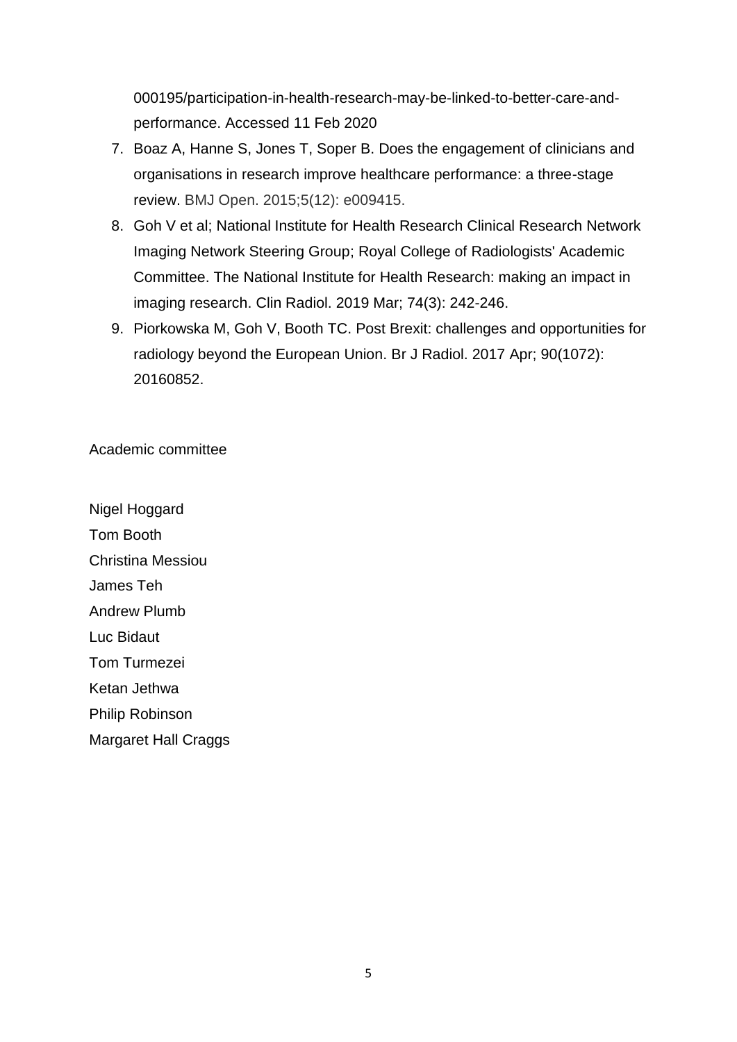000195/participation-in-health-research-may-be-linked-to-better-care-and-performance. Accessed 11 Feb 2020

7. Boaz A, Hanne S, Jones T, Soper B. Does the engagement of clinicians and organisations in research improve healthcare performance: a three-stage review. BMJ Open. 2015;5(12): e009415.
8. Goh V et al; National Institute for Health Research Clinical Research Network Imaging Network Steering Group; Royal College of Radiologists' Academic Committee. The National Institute for Health Research: making an impact in imaging research. Clin Radiol. 2019 Mar; 74(3): 242-246.
9. Piorkowska M, Goh V, Booth TC. Post Brexit: challenges and opportunities for radiology beyond the European Union. Br J Radiol. 2017 Apr; 90(1072): 20160852.

Academic committee

Nigel Hoggard
Tom Booth
Christina Messiou
James Teh
Andrew Plumb
Luc Bidaut
Tom Turmezei
Ketan Jethwa
Philip Robinson
Margaret Hall Craggs